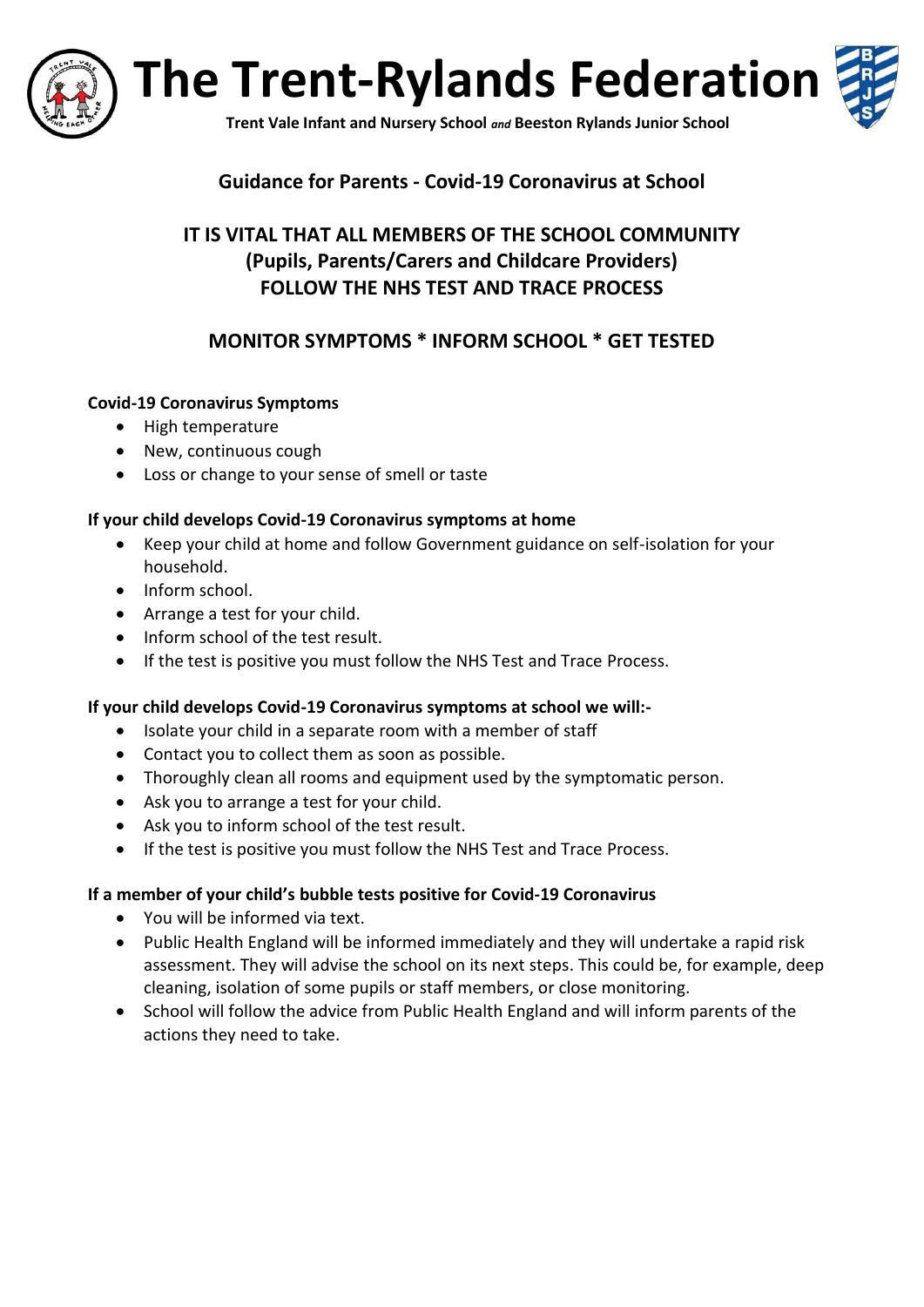# The Trent-Rylands Federation

**Trent Vale Infant and Nursery School *and* Beeston Rylands Junior School**

## Guidance for Parents - Covid-19 Coronavirus at School

## IT IS VITAL THAT ALL MEMBERS OF THE SCHOOL COMMUNITY (Pupils, Parents/Carers and Childcare Providers) FOLLOW THE NHS TEST AND TRACE PROCESS

## MONITOR SYMPTOMS * INFORM SCHOOL * GET TESTED

**Covid-19 Coronavirus Symptoms**

- High temperature
- New, continuous cough
- Loss or change to your sense of smell or taste

**If your child develops Covid-19 Coronavirus symptoms at home**

- Keep your child at home and follow Government guidance on self-isolation for your household.
- Inform school.
- Arrange a test for your child.
- Inform school of the test result.
- If the test is positive you must follow the NHS Test and Trace Process.

**If your child develops Covid-19 Coronavirus symptoms at school we will:-**

- Isolate your child in a separate room with a member of staff
- Contact you to collect them as soon as possible.
- Thoroughly clean all rooms and equipment used by the symptomatic person.
- Ask you to arrange a test for your child.
- Ask you to inform school of the test result.
- If the test is positive you must follow the NHS Test and Trace Process.

**If a member of your child's bubble tests positive for Covid-19 Coronavirus**

- You will be informed via text.
- Public Health England will be informed immediately and they will undertake a rapid risk assessment. They will advise the school on its next steps. This could be, for example, deep cleaning, isolation of some pupils or staff members, or close monitoring.
- School will follow the advice from Public Health England and will inform parents of the actions they need to take.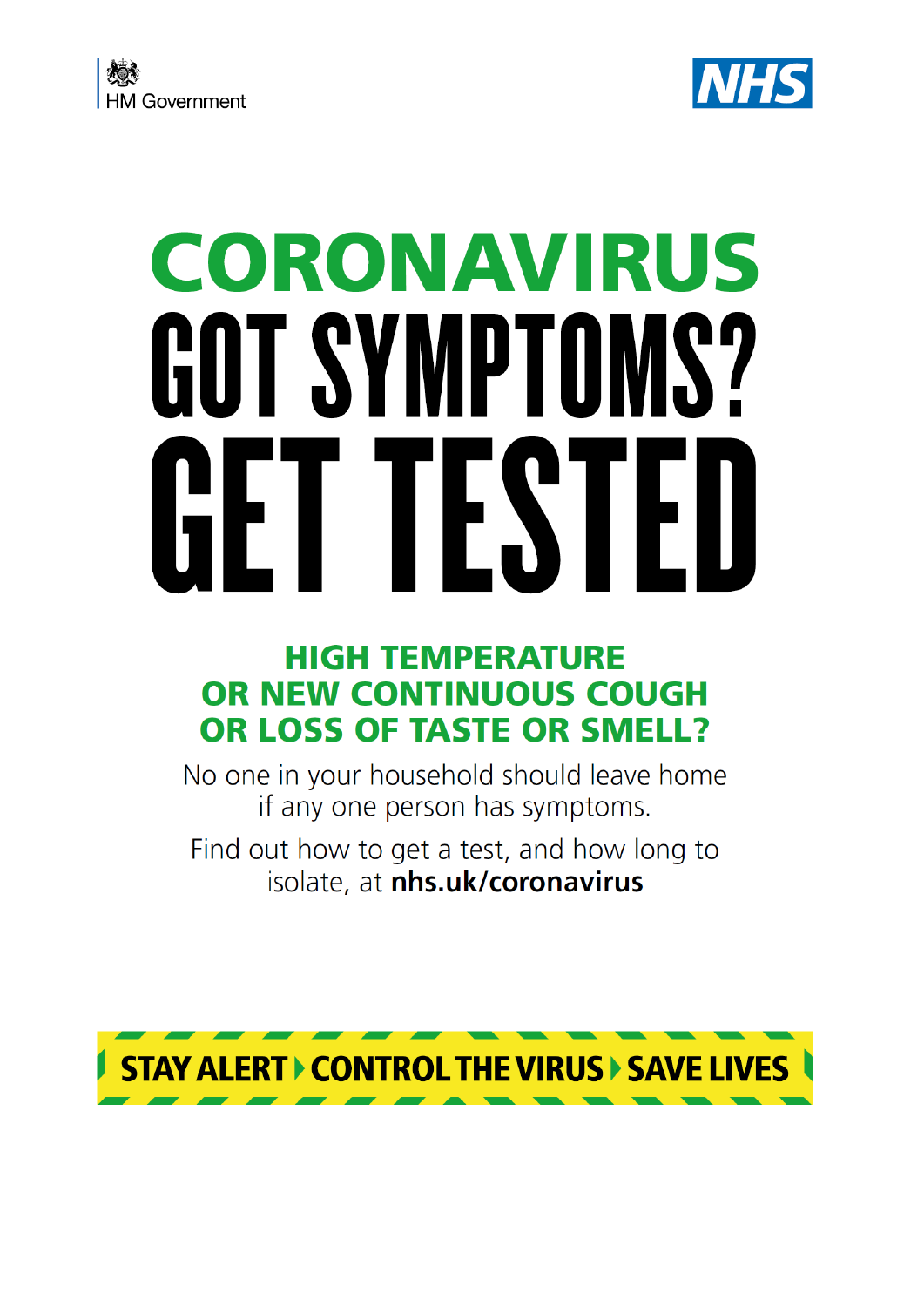HM Government

NHS

# CORONAVIRUS

# GOT SYMPTOMS? GET TESTED

## HIGH TEMPERATURE OR NEW CONTINUOUS COUGH OR LOSS OF TASTE OR SMELL?

No one in your household should leave home if any one person has symptoms.

Find out how to get a test, and how long to isolate, at **nhs.uk/coronavirus**

**STAY ALERT ▸ CONTROL THE VIRUS ▸ SAVE LIVES**